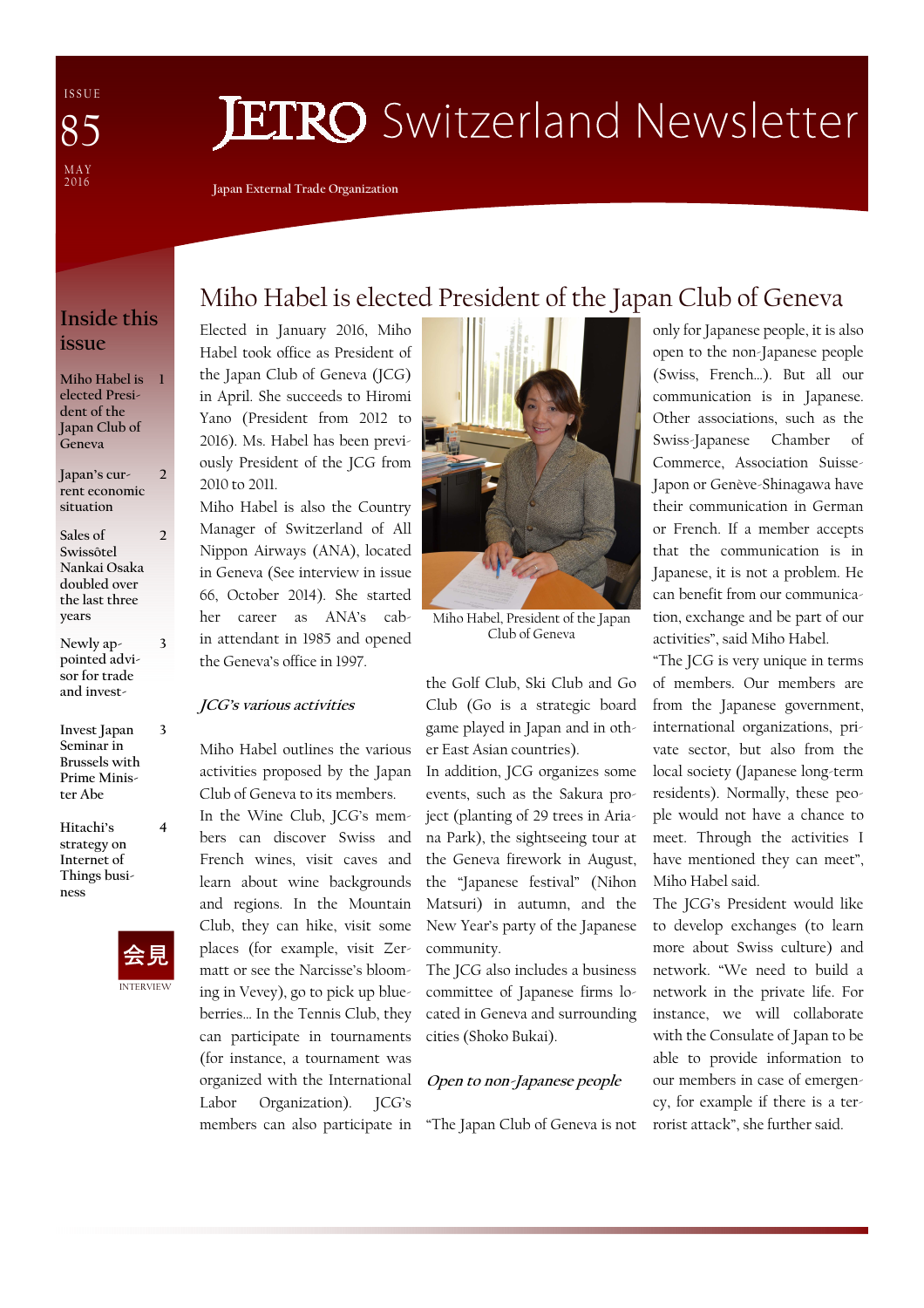ISSUE 85

MAY 2016

# JETRO Switzerland Newsletter

Japan External Trade Organization

## Inside this issue

- Miho Habel is elected President of the Japan Club of Geneva — 1
- Japan's current economic situation — 2
- Sales of Swissôtel Nankai Osaka doubled over the last three years — 2
- Newly appointed advisor for trade and invest- — 3
- Invest Japan Seminar in Brussels with Prime Minister Abe — 3
- Hitachi's strategy on Internet of Things business — 4

会見 INTERVIEW

## Miho Habel is elected President of the Japan Club of Geneva

Elected in January 2016, Miho Habel took office as President of the Japan Club of Geneva (JCG) in April. She succeeds to Hiromi Yano (President from 2012 to 2016). Ms. Habel has been previously President of the JCG from 2010 to 2011.

Miho Habel is also the Country Manager of Switzerland of All Nippon Airways (ANA), located in Geneva (See interview in issue 66, October 2014). She started her career as ANA's cabin attendant in 1985 and opened the Geneva's office in 1997.

Miho Habel, President of the Japan Club of Geneva

### *JCG's various activities*

Miho Habel outlines the various activities proposed by the Japan Club of Geneva to its members.

In the Wine Club, JCG's members can discover Swiss and French wines, visit caves and learn about wine backgrounds and regions. In the Mountain Club, they can hike, visit some places (for example, visit Zermatt or see the Narcisse's blooming in Vevey), go to pick up blueberries... In the Tennis Club, they can participate in tournaments (for instance, a tournament was organized with the International Labor Organization). JCG's members can also participate in the Golf Club, Ski Club and Go Club (Go is a strategic board game played in Japan and in other East Asian countries).

In addition, JCG organizes some events, such as the Sakura project (planting of 29 trees in Ariana Park), the sightseeing tour at the Geneva firework in August, the "Japanese festival" (Nihon Matsuri) in autumn, and the New Year's party of the Japanese community.

The JCG also includes a business committee of Japanese firms located in Geneva and surrounding cities (Shoko Bukai).

### *Open to non-Japanese people*

"The Japan Club of Geneva is not only for Japanese people, it is also open to the non-Japanese people (Swiss, French...). But all our communication is in Japanese. Other associations, such as the Swiss-Japanese Chamber of Commerce, Association Suisse-Japon or Genève-Shinagawa have their communication in German or French. If a member accepts that the communication is in Japanese, it is not a problem. He can benefit from our communication, exchange and be part of our activities", said Miho Habel.

"The JCG is very unique in terms of members. Our members are from the Japanese government, international organizations, private sector, but also from the local society (Japanese long-term residents). Normally, these people would not have a chance to meet. Through the activities I have mentioned they can meet", Miho Habel said.

The JCG's President would like to develop exchanges (to learn more about Swiss culture) and network. "We need to build a network in the private life. For instance, we will collaborate with the Consulate of Japan to be able to provide information to our members in case of emergency, for example if there is a terrorist attack", she further said.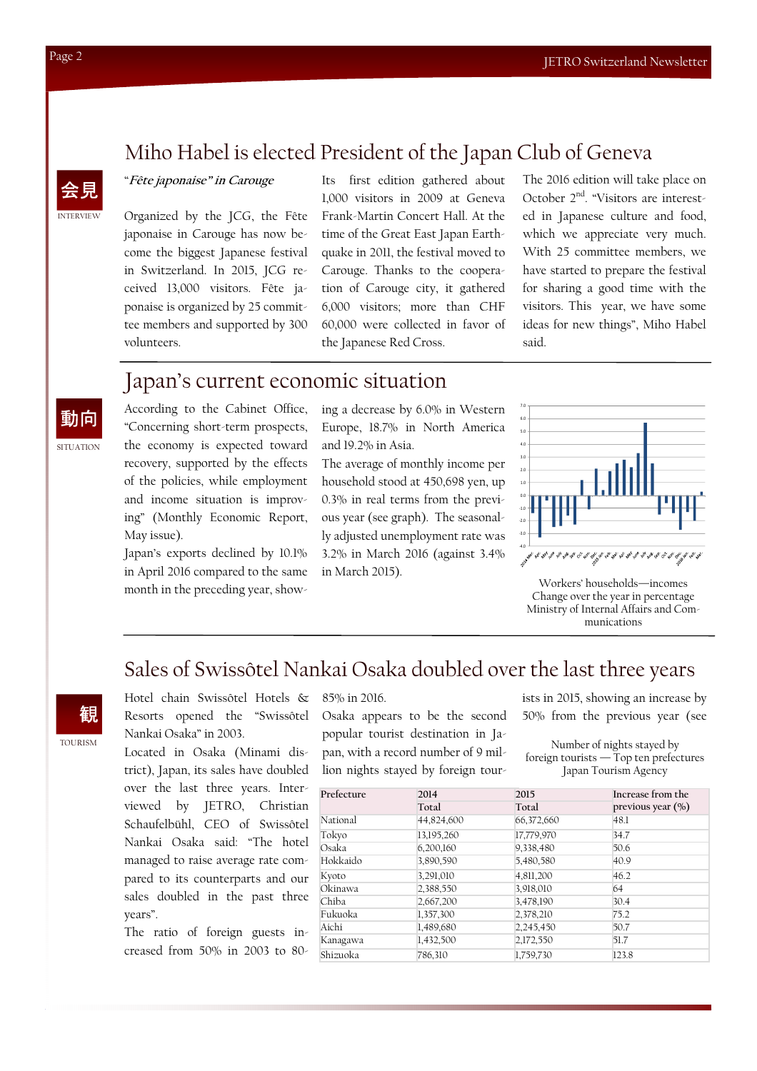## Miho Habel is elected President of the Japan Club of Geneva

会見

INTERVIEW

*"Fête japonaise" in Carouge*

Organized by the JCG, the Fête japonaise in Carouge has now become the biggest Japanese festival in Switzerland. In 2015, JCG received 13,000 visitors. Fête japonaise is organized by 25 committee members and supported by 300 volunteers.

Its first edition gathered about 1,000 visitors in 2009 at Geneva Frank-Martin Concert Hall. At the time of the Great East Japan Earthquake in 2011, the festival moved to Carouge. Thanks to the cooperation of Carouge city, it gathered 6,000 visitors; more than CHF 60,000 were collected in favor of the Japanese Red Cross.

The 2016 edition will take place on October 2nd. "Visitors are interested in Japanese culture and food, which we appreciate very much. With 25 committee members, we have started to prepare the festival for sharing a good time with the visitors. This year, we have some ideas for new things", Miho Habel said.

## Japan's current economic situation

動向

SITUATION

According to the Cabinet Office, "Concerning short-term prospects, the economy is expected toward recovery, supported by the effects of the policies, while employment and income situation is improving" (Monthly Economic Report, May issue).

Japan's exports declined by 10.1% in April 2016 compared to the same month in the preceding year, showing a decrease by 6.0% in Western Europe, 18.7% in North America and 19.2% in Asia.

The average of monthly income per household stood at 450,698 yen, up 0.3% in real terms from the previous year (see graph). The seasonally adjusted unemployment rate was 3.2% in March 2016 (against 3.4% in March 2015).

Workers' households—incomes
Change over the year in percentage
Ministry of Internal Affairs and Communications

## Sales of Swissôtel Nankai Osaka doubled over the last three years

観

TOURISM

Hotel chain Swissôtel Hotels & Resorts opened the "Swissôtel Nankai Osaka" in 2003.

Located in Osaka (Minami district), Japan, its sales have doubled over the last three years. Interviewed by JETRO, Christian Schaufelbühl, CEO of Swissôtel Nankai Osaka said: "The hotel managed to raise average rate compared to its counterparts and our sales doubled in the past three years".

The ratio of foreign guests increased from 50% in 2003 to 80-85% in 2016.

Osaka appears to be the second popular tourist destination in Japan, with a record number of 9 million nights stayed by foreign tourists in 2015, showing an increase by 50% from the previous year (see

Number of nights stayed by
foreign tourists — Top ten prefectures
Japan Tourism Agency

| Prefecture | 2014 Total | 2015 Total | Increase from the previous year (%) |
|---|---|---|---|
| National | 44,824,600 | 66,372,660 | 48.1 |
| Tokyo | 13,195,260 | 17,779,970 | 34.7 |
| Osaka | 6,200,160 | 9,338,480 | 50.6 |
| Hokkaido | 3,890,590 | 5,480,580 | 40.9 |
| Kyoto | 3,291,010 | 4,811,200 | 46.2 |
| Okinawa | 2,388,550 | 3,918,010 | 64 |
| Chiba | 2,667,200 | 3,478,190 | 30.4 |
| Fukuoka | 1,357,300 | 2,378,210 | 75.2 |
| Aichi | 1,489,680 | 2,245,450 | 50.7 |
| Kanagawa | 1,432,500 | 2,172,550 | 51.7 |
| Shizuoka | 786,310 | 1,759,730 | 123.8 |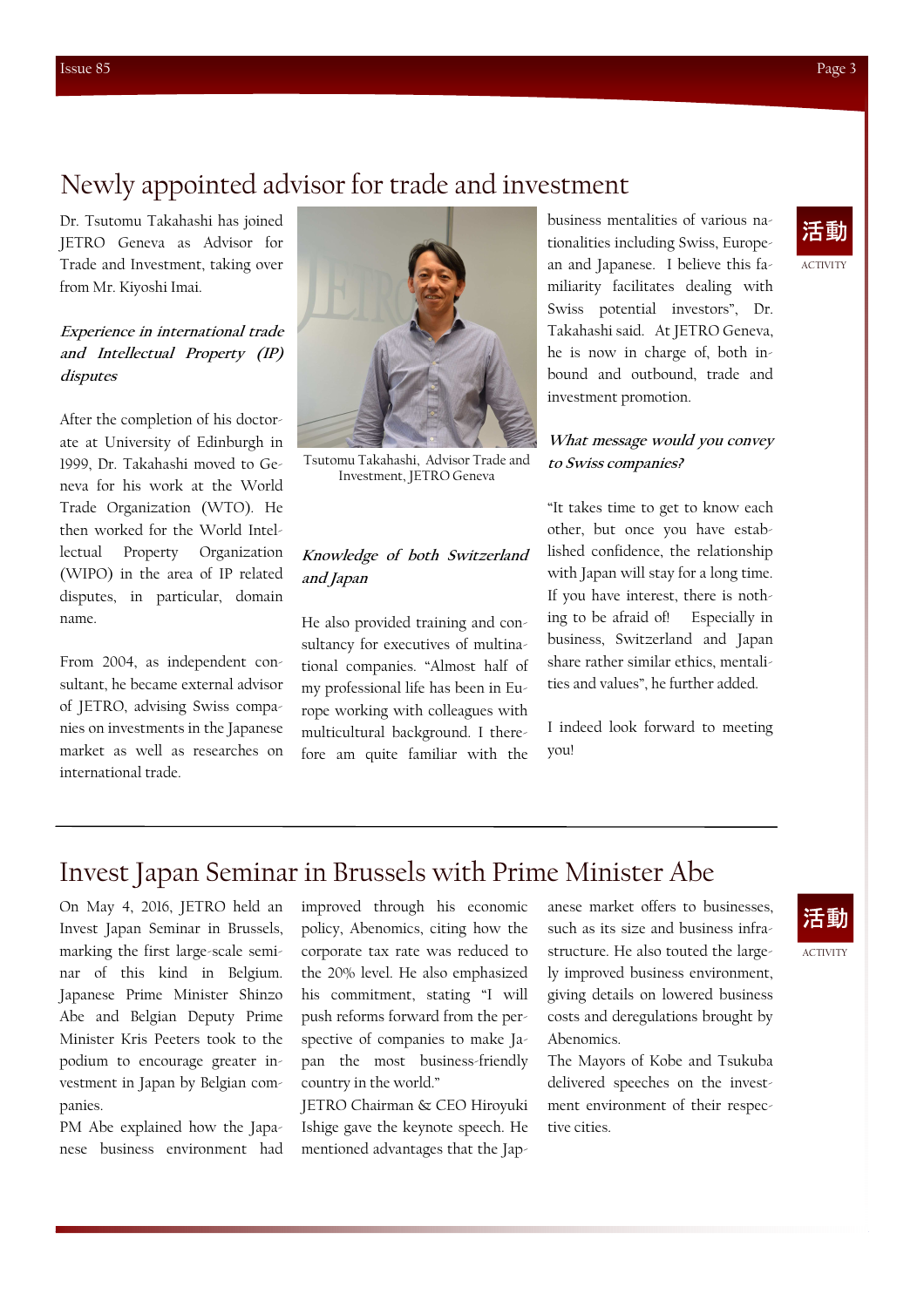# Newly appointed advisor for trade and investment

活動
ACTIVITY

Dr. Tsutomu Takahashi has joined JETRO Geneva as Advisor for Trade and Investment, taking over from Mr. Kiyoshi Imai.

### *Experience in international trade and Intellectual Property (IP) disputes*

After the completion of his doctorate at University of Edinburgh in 1999, Dr. Takahashi moved to Geneva for his work at the World Trade Organization (WTO). He then worked for the World Intellectual Property Organization (WIPO) in the area of IP related disputes, in particular, domain name.

From 2004, as independent consultant, he became external advisor of JETRO, advising Swiss companies on investments in the Japanese market as well as researches on international trade.

Tsutomu Takahashi, Advisor Trade and Investment, JETRO Geneva

### *Knowledge of both Switzerland and Japan*

He also provided training and consultancy for executives of multinational companies. "Almost half of my professional life has been in Europe working with colleagues with multicultural background. I therefore am quite familiar with the business mentalities of various nationalities including Swiss, European and Japanese. I believe this familiarity facilitates dealing with Swiss potential investors", Dr. Takahashi said. At JETRO Geneva, he is now in charge of, both inbound and outbound, trade and investment promotion.

### *What message would you convey to Swiss companies?*

"It takes time to get to know each other, but once you have established confidence, the relationship with Japan will stay for a long time. If you have interest, there is nothing to be afraid of! Especially in business, Switzerland and Japan share rather similar ethics, mentalities and values", he further added.

I indeed look forward to meeting you!

# Invest Japan Seminar in Brussels with Prime Minister Abe

活動
ACTIVITY

On May 4, 2016, JETRO held an Invest Japan Seminar in Brussels, marking the first large-scale seminar of this kind in Belgium. Japanese Prime Minister Shinzo Abe and Belgian Deputy Prime Minister Kris Peeters took to the podium to encourage greater investment in Japan by Belgian companies.

PM Abe explained how the Japanese business environment had improved through his economic policy, Abenomics, citing how the corporate tax rate was reduced to the 20% level. He also emphasized his commitment, stating "I will push reforms forward from the perspective of companies to make Japan the most business-friendly country in the world."

JETRO Chairman & CEO Hiroyuki Ishige gave the keynote speech. He mentioned advantages that the Japanese market offers to businesses, such as its size and business infrastructure. He also touted the largely improved business environment, giving details on lowered business costs and deregulations brought by Abenomics.

The Mayors of Kobe and Tsukuba delivered speeches on the investment environment of their respective cities.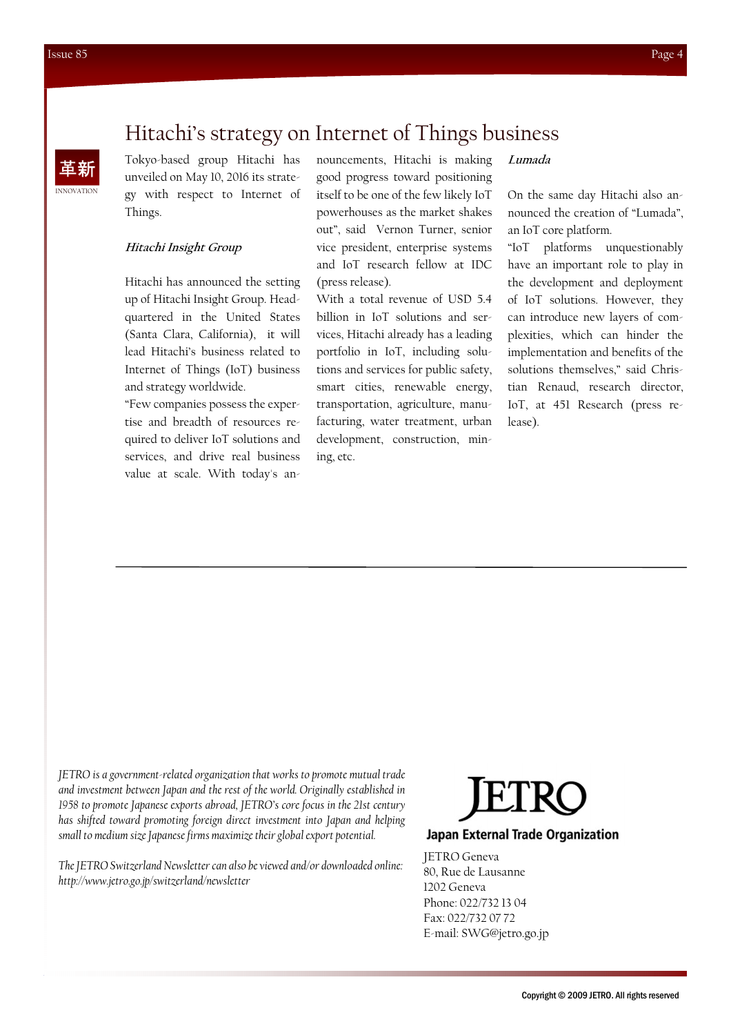# Hitachi's strategy on Internet of Things business

革新

INNOVATION

Tokyo-based group Hitachi has unveiled on May 10, 2016 its strategy with respect to Internet of Things.

### *Hitachi Insight Group*

Hitachi has announced the setting up of Hitachi Insight Group. Headquartered in the United States (Santa Clara, California), it will lead Hitachi's business related to Internet of Things (IoT) business and strategy worldwide.

"Few companies possess the expertise and breadth of resources required to deliver IoT solutions and services, and drive real business value at scale. With today's announcements, Hitachi is making good progress toward positioning itself to be one of the few likely IoT powerhouses as the market shakes out", said Vernon Turner, senior vice president, enterprise systems and IoT research fellow at IDC (press release).

With a total revenue of USD 5.4 billion in IoT solutions and services, Hitachi already has a leading portfolio in IoT, including solutions and services for public safety, smart cities, renewable energy, transportation, agriculture, manufacturing, water treatment, urban development, construction, mining, etc.

### *Lumada*

On the same day Hitachi also announced the creation of "Lumada", an IoT core platform.

"IoT platforms unquestionably have an important role to play in the development and deployment of IoT solutions. However, they can introduce new layers of complexities, which can hinder the implementation and benefits of the solutions themselves," said Christian Renaud, research director, IoT, at 451 Research (press release).

---

*JETRO is a government-related organization that works to promote mutual trade and investment between Japan and the rest of the world. Originally established in 1958 to promote Japanese exports abroad, JETRO's core focus in the 21st century has shifted toward promoting foreign direct investment into Japan and helping small to medium size Japanese firms maximize their global export potential.*

*The JETRO Switzerland Newsletter can also be viewed and/or downloaded online: http://www.jetro.go.jp/switzerland/newsletter*

JETRO

Japan External Trade Organization

JETRO Geneva
80, Rue de Lausanne
1202 Geneva
Phone: 022/732 13 04
Fax: 022/732 07 72
E-mail: SWG@jetro.go.jp

Copyright © 2009 JETRO. All rights reserved